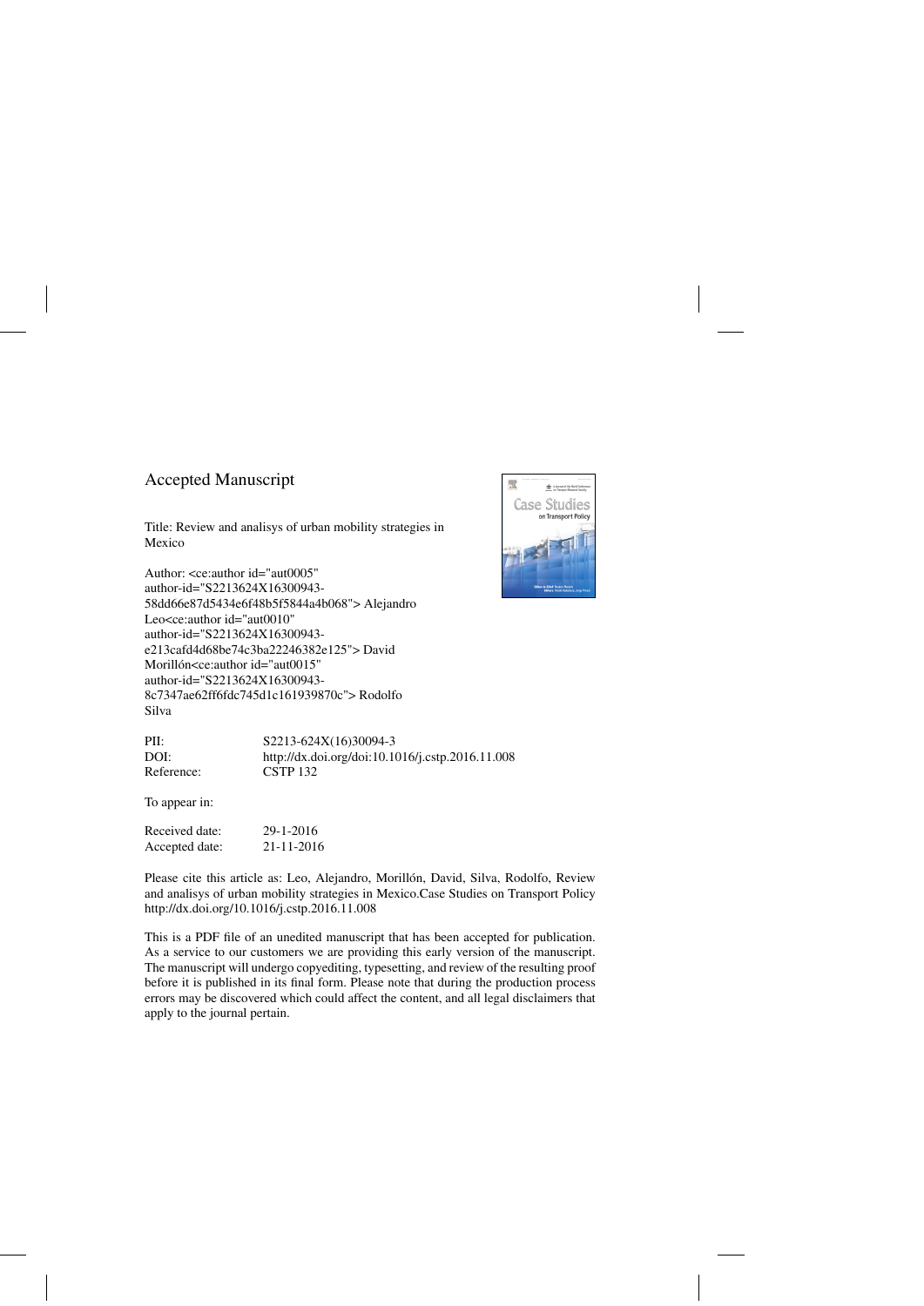Accepted Manuscript

Title: Review and analisys of urban mobility strategies in Mexico

Author: <ce:author id="aut0005" author-id="S2213624X16300943-58dd66e87d5434e6f48b5f5844a4b068"> Alejandro Leo<ce:author id="aut0010" author-id="S2213624X16300943-e213cafd4d68be74c3ba22246382e125"> David Morillón<ce:author id="aut0015" author-id="S2213624X16300943-8c7347ae62ff6fdc745d1c161939870c"> Rodolfo Silva

| | |
|---|---|
| PII: | S2213-624X(16)30094-3 |
| DOI: | http://dx.doi.org/doi:10.1016/j.cstp.2016.11.008 |
| Reference: | CSTP 132 |

To appear in:

| | |
|---|---|
| Received date: | 29-1-2016 |
| Accepted date: | 21-11-2016 |

Please cite this article as: Leo, Alejandro, Morillón, David, Silva, Rodolfo, Review and analisys of urban mobility strategies in Mexico.Case Studies on Transport Policy http://dx.doi.org/10.1016/j.cstp.2016.11.008

This is a PDF file of an unedited manuscript that has been accepted for publication. As a service to our customers we are providing this early version of the manuscript. The manuscript will undergo copyediting, typesetting, and review of the resulting proof before it is published in its final form. Please note that during the production process errors may be discovered which could affect the content, and all legal disclaimers that apply to the journal pertain.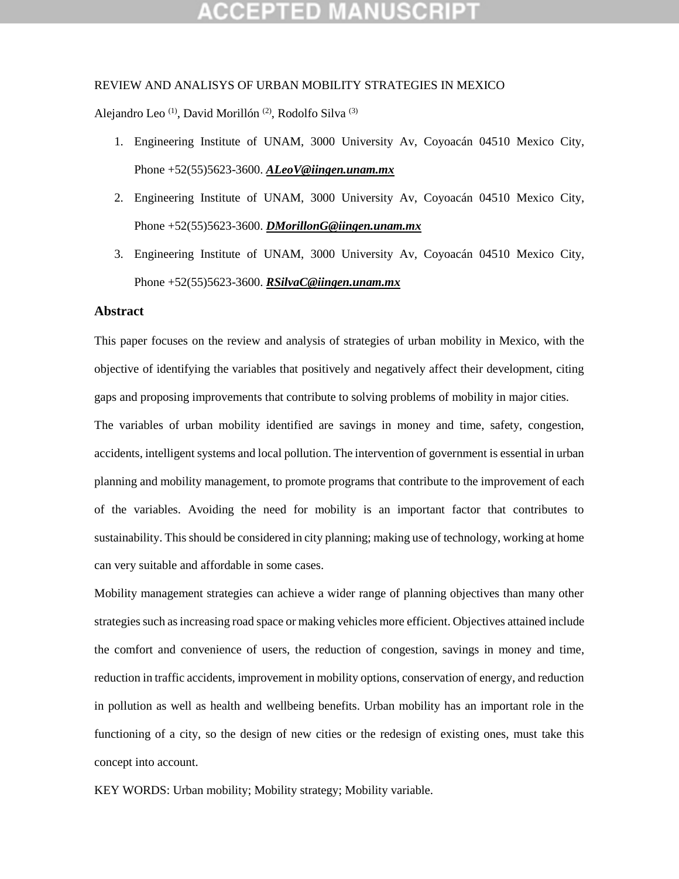REVIEW AND ANALISYS OF URBAN MOBILITY STRATEGIES IN MEXICO

Alejandro Leo [(1)], David Morillón [(2)], Rodolfo Silva [(3)]

1. Engineering Institute of UNAM, 3000 University Av, Coyoacán 04510 Mexico City, Phone +52(55)5623-3600. ***ALeoV@iingen.unam.mx***
2. Engineering Institute of UNAM, 3000 University Av, Coyoacán 04510 Mexico City, Phone +52(55)5623-3600. ***DMorillonG@iingen.unam.mx***
3. Engineering Institute of UNAM, 3000 University Av, Coyoacán 04510 Mexico City, Phone +52(55)5623-3600. ***RSilvaC@iingen.unam.mx***

## Abstract

This paper focuses on the review and analysis of strategies of urban mobility in Mexico, with the objective of identifying the variables that positively and negatively affect their development, citing gaps and proposing improvements that contribute to solving problems of mobility in major cities.

The variables of urban mobility identified are savings in money and time, safety, congestion, accidents, intelligent systems and local pollution. The intervention of government is essential in urban planning and mobility management, to promote programs that contribute to the improvement of each of the variables. Avoiding the need for mobility is an important factor that contributes to sustainability. This should be considered in city planning; making use of technology, working at home can very suitable and affordable in some cases.

Mobility management strategies can achieve a wider range of planning objectives than many other strategies such as increasing road space or making vehicles more efficient. Objectives attained include the comfort and convenience of users, the reduction of congestion, savings in money and time, reduction in traffic accidents, improvement in mobility options, conservation of energy, and reduction in pollution as well as health and wellbeing benefits. Urban mobility has an important role in the functioning of a city, so the design of new cities or the redesign of existing ones, must take this concept into account.

KEY WORDS: Urban mobility; Mobility strategy; Mobility variable.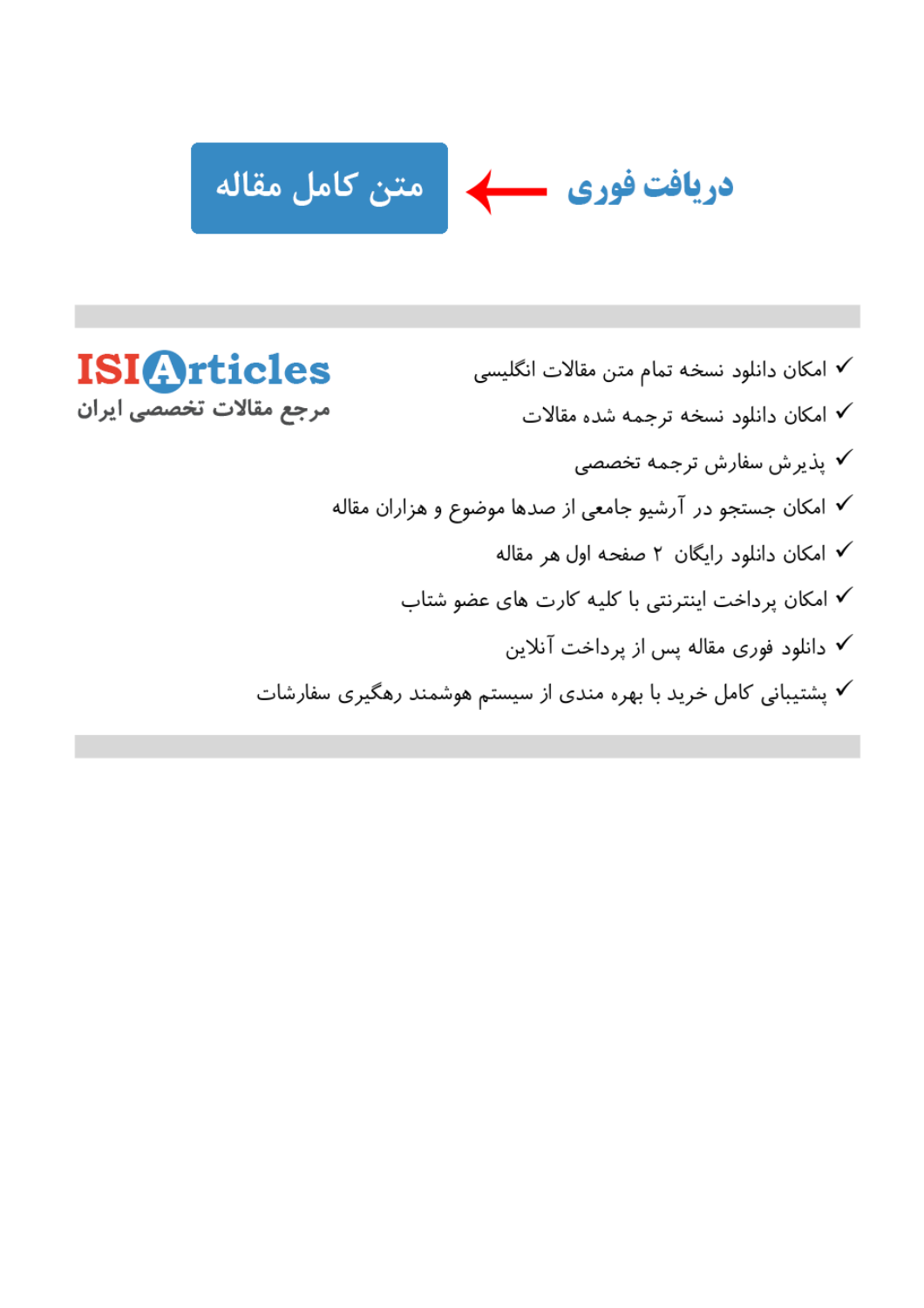دریافت فوری ← متن کامل مقاله

**ISIArticles**

مرجع مقالات تخصصی ایران

- ✓ امکان دانلود نسخه تمام متن مقالات انگلیسی
- ✓ امکان دانلود نسخه ترجمه شده مقالات
- ✓ پذیرش سفارش ترجمه تخصصی
- ✓ امکان جستجو در آرشیو جامعی از صدها موضوع و هزاران مقاله
- ✓ امکان دانلود رایگان ۲ صفحه اول هر مقاله
- ✓ امکان پرداخت اینترنتی با کلیه کارت های عضو شتاب
- ✓ دانلود فوری مقاله پس از پرداخت آنلاین
- ✓ پشتیبانی کامل خرید با بهره مندی از سیستم هوشمند رهگیری سفارشات